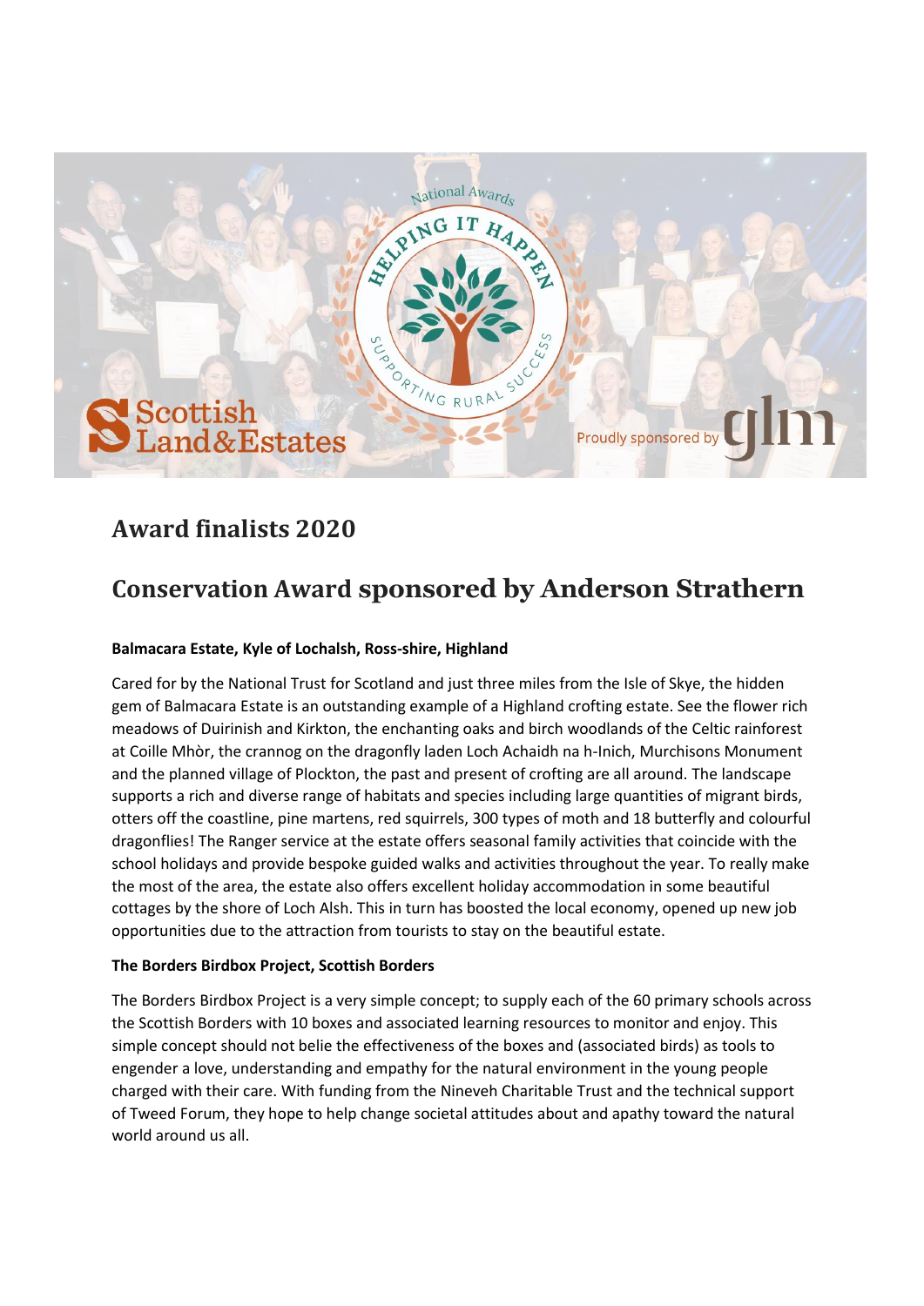# Award finalists 2020

## Conservation Award sponsored by Anderson Strathern

**Balmacara Estate, Kyle of Lochalsh, Ross-shire, Highland**

Cared for by the National Trust for Scotland and just three miles from the Isle of Skye, the hidden gem of Balmacara Estate is an outstanding example of a Highland crofting estate. See the flower rich meadows of Duirinish and Kirkton, the enchanting oaks and birch woodlands of the Celtic rainforest at Coille Mhòr, the crannog on the dragonfly laden Loch Achaidh na h-Inich, Murchisons Monument and the planned village of Plockton, the past and present of crofting are all around. The landscape supports a rich and diverse range of habitats and species including large quantities of migrant birds, otters off the coastline, pine martens, red squirrels, 300 types of moth and 18 butterfly and colourful dragonflies! The Ranger service at the estate offers seasonal family activities that coincide with the school holidays and provide bespoke guided walks and activities throughout the year. To really make the most of the area, the estate also offers excellent holiday accommodation in some beautiful cottages by the shore of Loch Alsh. This in turn has boosted the local economy, opened up new job opportunities due to the attraction from tourists to stay on the beautiful estate.

**The Borders Birdbox Project, Scottish Borders**

The Borders Birdbox Project is a very simple concept; to supply each of the 60 primary schools across the Scottish Borders with 10 boxes and associated learning resources to monitor and enjoy. This simple concept should not belie the effectiveness of the boxes and (associated birds) as tools to engender a love, understanding and empathy for the natural environment in the young people charged with their care. With funding from the Nineveh Charitable Trust and the technical support of Tweed Forum, they hope to help change societal attitudes about and apathy toward the natural world around us all.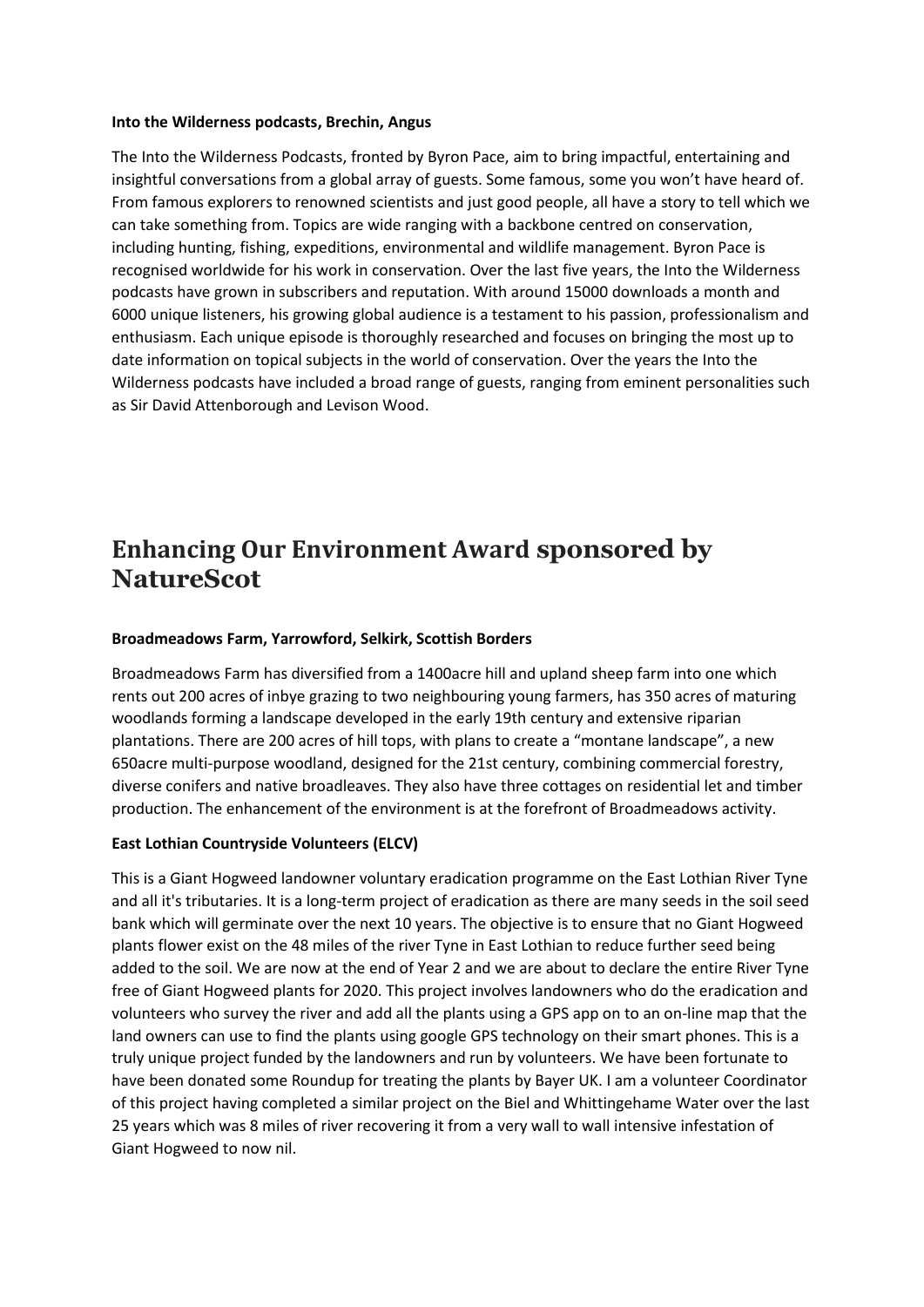**Into the Wilderness podcasts, Brechin, Angus**

The Into the Wilderness Podcasts, fronted by Byron Pace, aim to bring impactful, entertaining and insightful conversations from a global array of guests. Some famous, some you won't have heard of. From famous explorers to renowned scientists and just good people, all have a story to tell which we can take something from. Topics are wide ranging with a backbone centred on conservation, including hunting, fishing, expeditions, environmental and wildlife management. Byron Pace is recognised worldwide for his work in conservation. Over the last five years, the Into the Wilderness podcasts have grown in subscribers and reputation. With around 15000 downloads a month and 6000 unique listeners, his growing global audience is a testament to his passion, professionalism and enthusiasm. Each unique episode is thoroughly researched and focuses on bringing the most up to date information on topical subjects in the world of conservation. Over the years the Into the Wilderness podcasts have included a broad range of guests, ranging from eminent personalities such as Sir David Attenborough and Levison Wood.

## Enhancing Our Environment Award sponsored by NatureScot

**Broadmeadows Farm, Yarrowford, Selkirk, Scottish Borders**

Broadmeadows Farm has diversified from a 1400acre hill and upland sheep farm into one which rents out 200 acres of inbye grazing to two neighbouring young farmers, has 350 acres of maturing woodlands forming a landscape developed in the early 19th century and extensive riparian plantations. There are 200 acres of hill tops, with plans to create a "montane landscape", a new 650acre multi-purpose woodland, designed for the 21st century, combining commercial forestry, diverse conifers and native broadleaves. They also have three cottages on residential let and timber production. The enhancement of the environment is at the forefront of Broadmeadows activity.

**East Lothian Countryside Volunteers (ELCV)**

This is a Giant Hogweed landowner voluntary eradication programme on the East Lothian River Tyne and all it's tributaries. It is a long-term project of eradication as there are many seeds in the soil seed bank which will germinate over the next 10 years. The objective is to ensure that no Giant Hogweed plants flower exist on the 48 miles of the river Tyne in East Lothian to reduce further seed being added to the soil. We are now at the end of Year 2 and we are about to declare the entire River Tyne free of Giant Hogweed plants for 2020. This project involves landowners who do the eradication and volunteers who survey the river and add all the plants using a GPS app on to an on-line map that the land owners can use to find the plants using google GPS technology on their smart phones. This is a truly unique project funded by the landowners and run by volunteers. We have been fortunate to have been donated some Roundup for treating the plants by Bayer UK. I am a volunteer Coordinator of this project having completed a similar project on the Biel and Whittingehame Water over the last 25 years which was 8 miles of river recovering it from a very wall to wall intensive infestation of Giant Hogweed to now nil.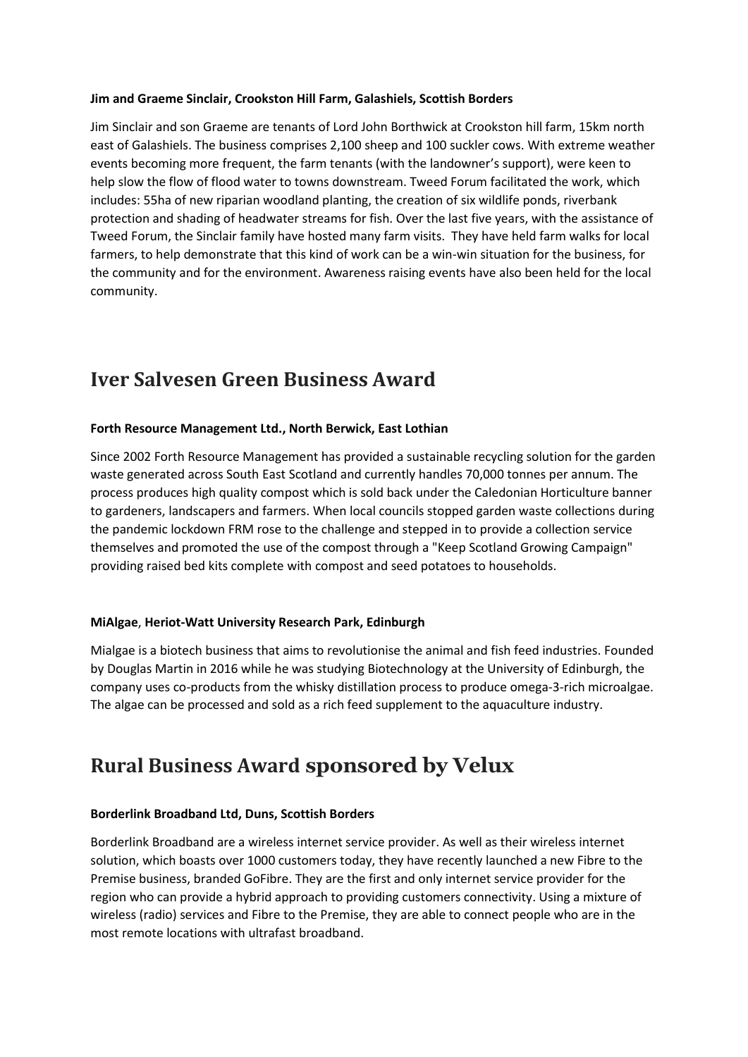**Jim and Graeme Sinclair, Crookston Hill Farm, Galashiels, Scottish Borders**

Jim Sinclair and son Graeme are tenants of Lord John Borthwick at Crookston hill farm, 15km north east of Galashiels. The business comprises 2,100 sheep and 100 suckler cows. With extreme weather events becoming more frequent, the farm tenants (with the landowner's support), were keen to help slow the flow of flood water to towns downstream. Tweed Forum facilitated the work, which includes: 55ha of new riparian woodland planting, the creation of six wildlife ponds, riverbank protection and shading of headwater streams for fish. Over the last five years, with the assistance of Tweed Forum, the Sinclair family have hosted many farm visits. They have held farm walks for local farmers, to help demonstrate that this kind of work can be a win-win situation for the business, for the community and for the environment. Awareness raising events have also been held for the local community.

## Iver Salvesen Green Business Award

**Forth Resource Management Ltd., North Berwick, East Lothian**

Since 2002 Forth Resource Management has provided a sustainable recycling solution for the garden waste generated across South East Scotland and currently handles 70,000 tonnes per annum. The process produces high quality compost which is sold back under the Caledonian Horticulture banner to gardeners, landscapers and farmers. When local councils stopped garden waste collections during the pandemic lockdown FRM rose to the challenge and stepped in to provide a collection service themselves and promoted the use of the compost through a "Keep Scotland Growing Campaign" providing raised bed kits complete with compost and seed potatoes to households.

**MiAlgae**, **Heriot-Watt University Research Park, Edinburgh**

Mialgae is a biotech business that aims to revolutionise the animal and fish feed industries. Founded by Douglas Martin in 2016 while he was studying Biotechnology at the University of Edinburgh, the company uses co-products from the whisky distillation process to produce omega-3-rich microalgae. The algae can be processed and sold as a rich feed supplement to the aquaculture industry.

## Rural Business Award sponsored by Velux

**Borderlink Broadband Ltd, Duns, Scottish Borders**

Borderlink Broadband are a wireless internet service provider. As well as their wireless internet solution, which boasts over 1000 customers today, they have recently launched a new Fibre to the Premise business, branded GoFibre. They are the first and only internet service provider for the region who can provide a hybrid approach to providing customers connectivity. Using a mixture of wireless (radio) services and Fibre to the Premise, they are able to connect people who are in the most remote locations with ultrafast broadband.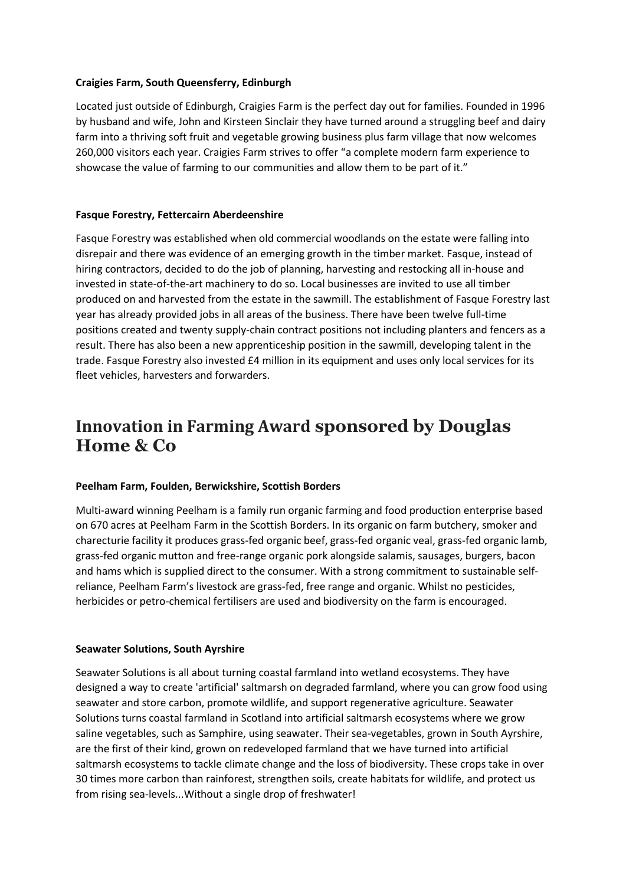**Craigies Farm, South Queensferry, Edinburgh**

Located just outside of Edinburgh, Craigies Farm is the perfect day out for families. Founded in 1996 by husband and wife, John and Kirsteen Sinclair they have turned around a struggling beef and dairy farm into a thriving soft fruit and vegetable growing business plus farm village that now welcomes 260,000 visitors each year. Craigies Farm strives to offer "a complete modern farm experience to showcase the value of farming to our communities and allow them to be part of it."

**Fasque Forestry, Fettercairn Aberdeenshire**

Fasque Forestry was established when old commercial woodlands on the estate were falling into disrepair and there was evidence of an emerging growth in the timber market. Fasque, instead of hiring contractors, decided to do the job of planning, harvesting and restocking all in-house and invested in state-of-the-art machinery to do so. Local businesses are invited to use all timber produced on and harvested from the estate in the sawmill. The establishment of Fasque Forestry last year has already provided jobs in all areas of the business. There have been twelve full-time positions created and twenty supply-chain contract positions not including planters and fencers as a result. There has also been a new apprenticeship position in the sawmill, developing talent in the trade. Fasque Forestry also invested £4 million in its equipment and uses only local services for its fleet vehicles, harvesters and forwarders.

## Innovation in Farming Award sponsored by Douglas Home & Co

**Peelham Farm, Foulden, Berwickshire, Scottish Borders**

Multi-award winning Peelham is a family run organic farming and food production enterprise based on 670 acres at Peelham Farm in the Scottish Borders. In its organic on farm butchery, smoker and charecturie facility it produces grass-fed organic beef, grass-fed organic veal, grass-fed organic lamb, grass-fed organic mutton and free-range organic pork alongside salamis, sausages, burgers, bacon and hams which is supplied direct to the consumer. With a strong commitment to sustainable self-reliance, Peelham Farm's livestock are grass-fed, free range and organic. Whilst no pesticides, herbicides or petro-chemical fertilisers are used and biodiversity on the farm is encouraged.

**Seawater Solutions, South Ayrshire**

Seawater Solutions is all about turning coastal farmland into wetland ecosystems. They have designed a way to create 'artificial' saltmarsh on degraded farmland, where you can grow food using seawater and store carbon, promote wildlife, and support regenerative agriculture. Seawater Solutions turns coastal farmland in Scotland into artificial saltmarsh ecosystems where we grow saline vegetables, such as Samphire, using seawater. Their sea-vegetables, grown in South Ayrshire, are the first of their kind, grown on redeveloped farmland that we have turned into artificial saltmarsh ecosystems to tackle climate change and the loss of biodiversity. These crops take in over 30 times more carbon than rainforest, strengthen soils, create habitats for wildlife, and protect us from rising sea-levels...Without a single drop of freshwater!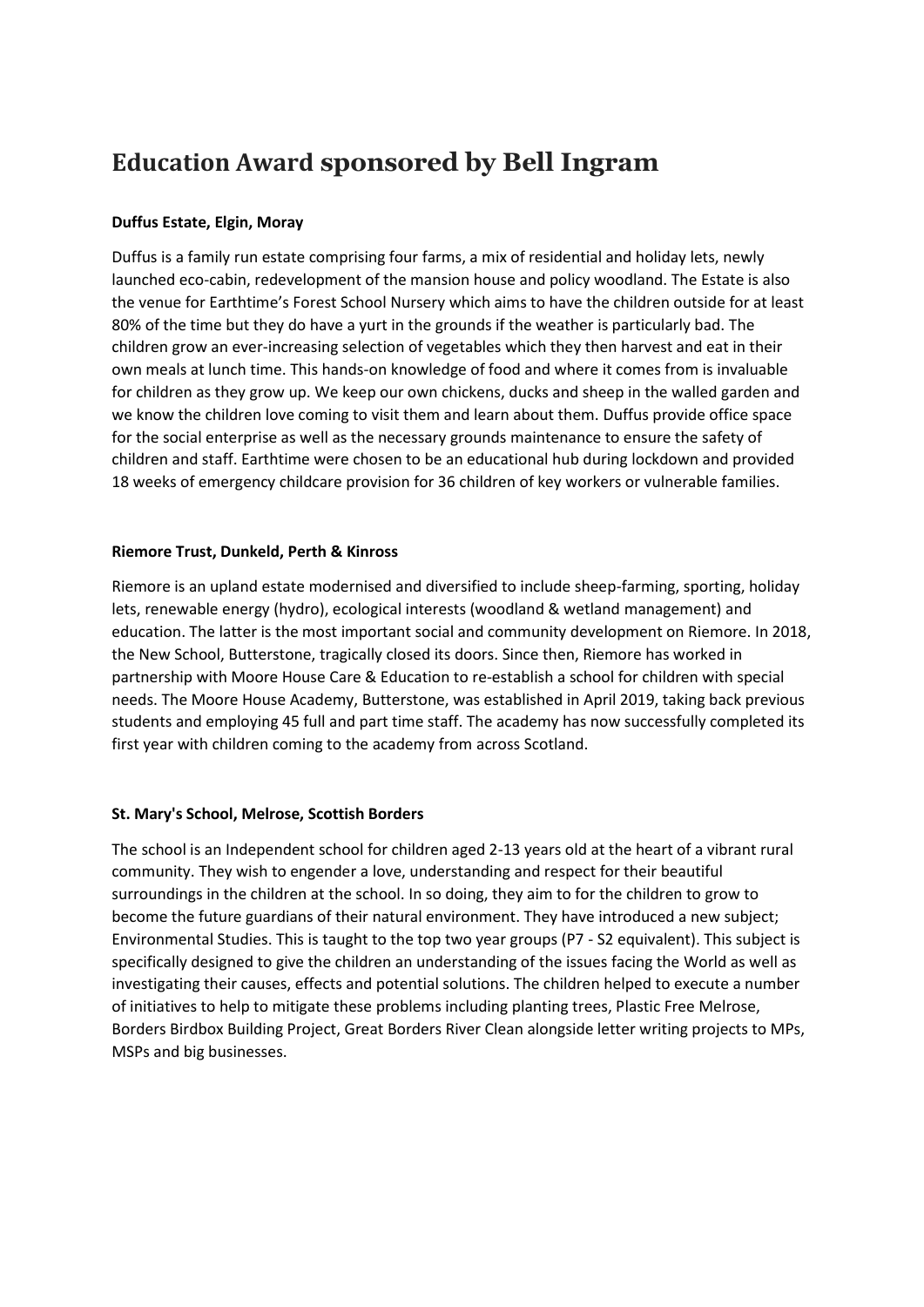# Education Award sponsored by Bell Ingram

**Duffus Estate, Elgin, Moray**

Duffus is a family run estate comprising four farms, a mix of residential and holiday lets, newly launched eco-cabin, redevelopment of the mansion house and policy woodland. The Estate is also the venue for Earthtime's Forest School Nursery which aims to have the children outside for at least 80% of the time but they do have a yurt in the grounds if the weather is particularly bad. The children grow an ever-increasing selection of vegetables which they then harvest and eat in their own meals at lunch time. This hands-on knowledge of food and where it comes from is invaluable for children as they grow up. We keep our own chickens, ducks and sheep in the walled garden and we know the children love coming to visit them and learn about them. Duffus provide office space for the social enterprise as well as the necessary grounds maintenance to ensure the safety of children and staff. Earthtime were chosen to be an educational hub during lockdown and provided 18 weeks of emergency childcare provision for 36 children of key workers or vulnerable families.

**Riemore Trust, Dunkeld, Perth & Kinross**

Riemore is an upland estate modernised and diversified to include sheep-farming, sporting, holiday lets, renewable energy (hydro), ecological interests (woodland & wetland management) and education. The latter is the most important social and community development on Riemore. In 2018, the New School, Butterstone, tragically closed its doors. Since then, Riemore has worked in partnership with Moore House Care & Education to re-establish a school for children with special needs. The Moore House Academy, Butterstone, was established in April 2019, taking back previous students and employing 45 full and part time staff. The academy has now successfully completed its first year with children coming to the academy from across Scotland.

**St. Mary's School, Melrose, Scottish Borders**

The school is an Independent school for children aged 2-13 years old at the heart of a vibrant rural community. They wish to engender a love, understanding and respect for their beautiful surroundings in the children at the school. In so doing, they aim to for the children to grow to become the future guardians of their natural environment. They have introduced a new subject; Environmental Studies. This is taught to the top two year groups (P7 - S2 equivalent). This subject is specifically designed to give the children an understanding of the issues facing the World as well as investigating their causes, effects and potential solutions. The children helped to execute a number of initiatives to help to mitigate these problems including planting trees, Plastic Free Melrose, Borders Birdbox Building Project, Great Borders River Clean alongside letter writing projects to MPs, MSPs and big businesses.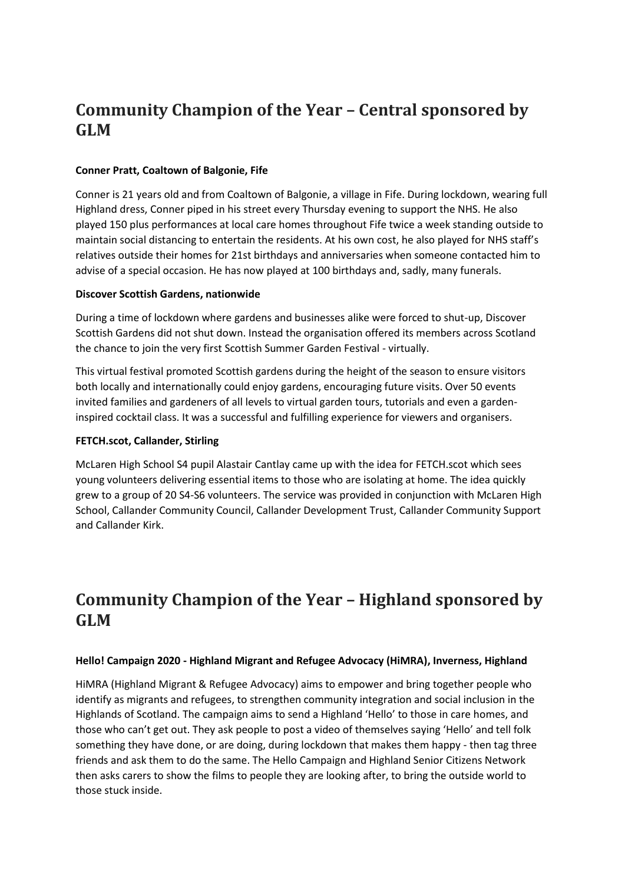## Community Champion of the Year – Central sponsored by GLM

**Conner Pratt, Coaltown of Balgonie, Fife**

Conner is 21 years old and from Coaltown of Balgonie, a village in Fife. During lockdown, wearing full Highland dress, Conner piped in his street every Thursday evening to support the NHS. He also played 150 plus performances at local care homes throughout Fife twice a week standing outside to maintain social distancing to entertain the residents. At his own cost, he also played for NHS staff's relatives outside their homes for 21st birthdays and anniversaries when someone contacted him to advise of a special occasion. He has now played at 100 birthdays and, sadly, many funerals.

**Discover Scottish Gardens, nationwide**

During a time of lockdown where gardens and businesses alike were forced to shut-up, Discover Scottish Gardens did not shut down. Instead the organisation offered its members across Scotland the chance to join the very first Scottish Summer Garden Festival - virtually.

This virtual festival promoted Scottish gardens during the height of the season to ensure visitors both locally and internationally could enjoy gardens, encouraging future visits. Over 50 events invited families and gardeners of all levels to virtual garden tours, tutorials and even a garden-inspired cocktail class. It was a successful and fulfilling experience for viewers and organisers.

**FETCH.scot, Callander, Stirling**

McLaren High School S4 pupil Alastair Cantlay came up with the idea for FETCH.scot which sees young volunteers delivering essential items to those who are isolating at home. The idea quickly grew to a group of 20 S4-S6 volunteers. The service was provided in conjunction with McLaren High School, Callander Community Council, Callander Development Trust, Callander Community Support and Callander Kirk.

## Community Champion of the Year – Highland sponsored by GLM

**Hello! Campaign 2020 - Highland Migrant and Refugee Advocacy (HiMRA), Inverness, Highland**

HiMRA (Highland Migrant & Refugee Advocacy) aims to empower and bring together people who identify as migrants and refugees, to strengthen community integration and social inclusion in the Highlands of Scotland. The campaign aims to send a Highland 'Hello' to those in care homes, and those who can't get out. They ask people to post a video of themselves saying 'Hello' and tell folk something they have done, or are doing, during lockdown that makes them happy - then tag three friends and ask them to do the same. The Hello Campaign and Highland Senior Citizens Network then asks carers to show the films to people they are looking after, to bring the outside world to those stuck inside.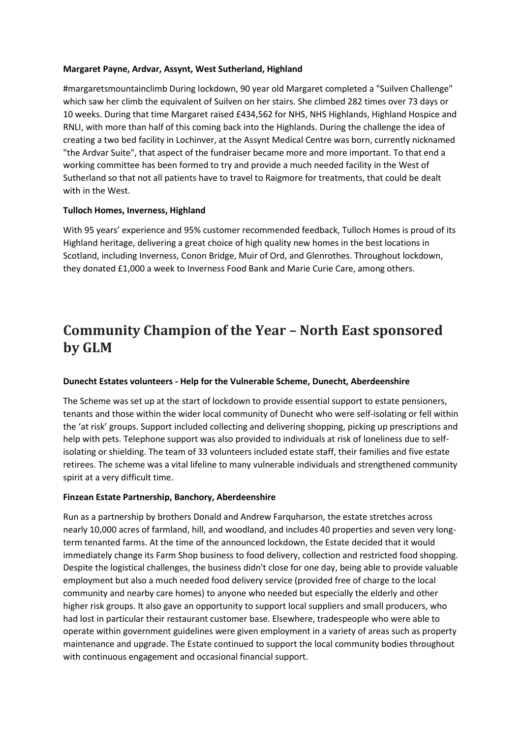**Margaret Payne, Ardvar, Assynt, West Sutherland, Highland**

#margaretsmountainclimb During lockdown, 90 year old Margaret completed a "Suilven Challenge" which saw her climb the equivalent of Suilven on her stairs. She climbed 282 times over 73 days or 10 weeks. During that time Margaret raised £434,562 for NHS, NHS Highlands, Highland Hospice and RNLI, with more than half of this coming back into the Highlands. During the challenge the idea of creating a two bed facility in Lochinver, at the Assynt Medical Centre was born, currently nicknamed "the Ardvar Suite", that aspect of the fundraiser became more and more important. To that end a working committee has been formed to try and provide a much needed facility in the West of Sutherland so that not all patients have to travel to Raigmore for treatments, that could be dealt with in the West.

**Tulloch Homes, Inverness, Highland**

With 95 years' experience and 95% customer recommended feedback, Tulloch Homes is proud of its Highland heritage, delivering a great choice of high quality new homes in the best locations in Scotland, including Inverness, Conon Bridge, Muir of Ord, and Glenrothes. Throughout lockdown, they donated £1,000 a week to Inverness Food Bank and Marie Curie Care, among others.

# Community Champion of the Year – North East sponsored by GLM

**Dunecht Estates volunteers - Help for the Vulnerable Scheme, Dunecht, Aberdeenshire**

The Scheme was set up at the start of lockdown to provide essential support to estate pensioners, tenants and those within the wider local community of Dunecht who were self-isolating or fell within the 'at risk' groups. Support included collecting and delivering shopping, picking up prescriptions and help with pets. Telephone support was also provided to individuals at risk of loneliness due to self-isolating or shielding. The team of 33 volunteers included estate staff, their families and five estate retirees. The scheme was a vital lifeline to many vulnerable individuals and strengthened community spirit at a very difficult time.

**Finzean Estate Partnership, Banchory, Aberdeenshire**

Run as a partnership by brothers Donald and Andrew Farquharson, the estate stretches across nearly 10,000 acres of farmland, hill, and woodland, and includes 40 properties and seven very long-term tenanted farms. At the time of the announced lockdown, the Estate decided that it would immediately change its Farm Shop business to food delivery, collection and restricted food shopping. Despite the logistical challenges, the business didn't close for one day, being able to provide valuable employment but also a much needed food delivery service (provided free of charge to the local community and nearby care homes) to anyone who needed but especially the elderly and other higher risk groups. It also gave an opportunity to support local suppliers and small producers, who had lost in particular their restaurant customer base. Elsewhere, tradespeople who were able to operate within government guidelines were given employment in a variety of areas such as property maintenance and upgrade. The Estate continued to support the local community bodies throughout with continuous engagement and occasional financial support.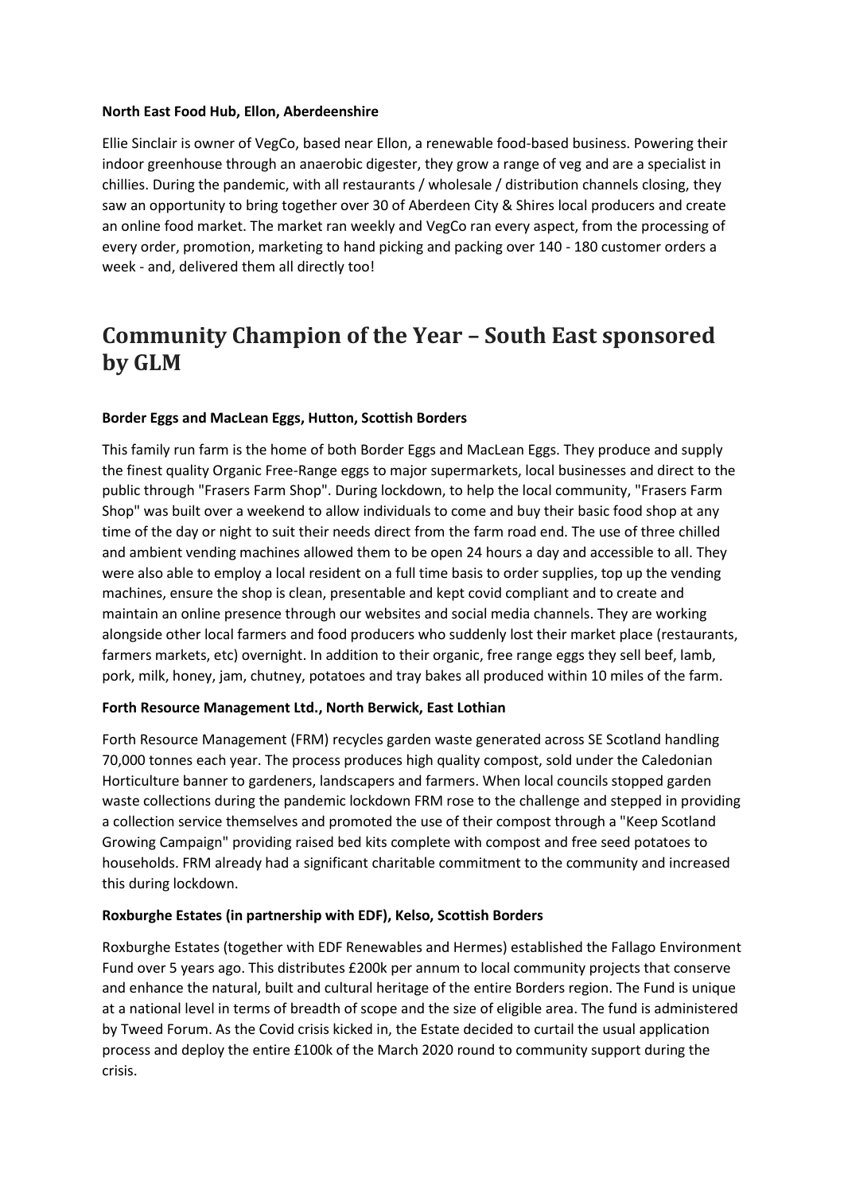**North East Food Hub, Ellon, Aberdeenshire**

Ellie Sinclair is owner of VegCo, based near Ellon, a renewable food-based business. Powering their indoor greenhouse through an anaerobic digester, they grow a range of veg and are a specialist in chillies. During the pandemic, with all restaurants / wholesale / distribution channels closing, they saw an opportunity to bring together over 30 of Aberdeen City & Shires local producers and create an online food market. The market ran weekly and VegCo ran every aspect, from the processing of every order, promotion, marketing to hand picking and packing over 140 - 180 customer orders a week - and, delivered them all directly too!

## Community Champion of the Year – South East sponsored by GLM

**Border Eggs and MacLean Eggs, Hutton, Scottish Borders**

This family run farm is the home of both Border Eggs and MacLean Eggs. They produce and supply the finest quality Organic Free-Range eggs to major supermarkets, local businesses and direct to the public through "Frasers Farm Shop". During lockdown, to help the local community, "Frasers Farm Shop" was built over a weekend to allow individuals to come and buy their basic food shop at any time of the day or night to suit their needs direct from the farm road end. The use of three chilled and ambient vending machines allowed them to be open 24 hours a day and accessible to all. They were also able to employ a local resident on a full time basis to order supplies, top up the vending machines, ensure the shop is clean, presentable and kept covid compliant and to create and maintain an online presence through our websites and social media channels. They are working alongside other local farmers and food producers who suddenly lost their market place (restaurants, farmers markets, etc) overnight. In addition to their organic, free range eggs they sell beef, lamb, pork, milk, honey, jam, chutney, potatoes and tray bakes all produced within 10 miles of the farm.

**Forth Resource Management Ltd., North Berwick, East Lothian**

Forth Resource Management (FRM) recycles garden waste generated across SE Scotland handling 70,000 tonnes each year. The process produces high quality compost, sold under the Caledonian Horticulture banner to gardeners, landscapers and farmers. When local councils stopped garden waste collections during the pandemic lockdown FRM rose to the challenge and stepped in providing a collection service themselves and promoted the use of their compost through a "Keep Scotland Growing Campaign" providing raised bed kits complete with compost and free seed potatoes to households. FRM already had a significant charitable commitment to the community and increased this during lockdown.

**Roxburghe Estates (in partnership with EDF), Kelso, Scottish Borders**

Roxburghe Estates (together with EDF Renewables and Hermes) established the Fallago Environment Fund over 5 years ago. This distributes £200k per annum to local community projects that conserve and enhance the natural, built and cultural heritage of the entire Borders region. The Fund is unique at a national level in terms of breadth of scope and the size of eligible area. The fund is administered by Tweed Forum. As the Covid crisis kicked in, the Estate decided to curtail the usual application process and deploy the entire £100k of the March 2020 round to community support during the crisis.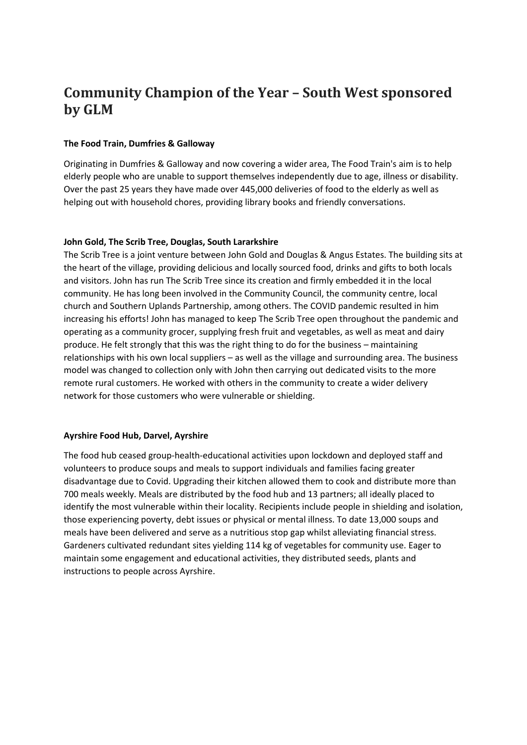# Community Champion of the Year – South West sponsored by GLM

**The Food Train, Dumfries & Galloway**

Originating in Dumfries & Galloway and now covering a wider area, The Food Train's aim is to help elderly people who are unable to support themselves independently due to age, illness or disability. Over the past 25 years they have made over 445,000 deliveries of food to the elderly as well as helping out with household chores, providing library books and friendly conversations.

**John Gold, The Scrib Tree, Douglas, South Lararkshire**

The Scrib Tree is a joint venture between John Gold and Douglas & Angus Estates. The building sits at the heart of the village, providing delicious and locally sourced food, drinks and gifts to both locals and visitors. John has run The Scrib Tree since its creation and firmly embedded it in the local community. He has long been involved in the Community Council, the community centre, local church and Southern Uplands Partnership, among others. The COVID pandemic resulted in him increasing his efforts! John has managed to keep The Scrib Tree open throughout the pandemic and operating as a community grocer, supplying fresh fruit and vegetables, as well as meat and dairy produce. He felt strongly that this was the right thing to do for the business – maintaining relationships with his own local suppliers – as well as the village and surrounding area. The business model was changed to collection only with John then carrying out dedicated visits to the more remote rural customers. He worked with others in the community to create a wider delivery network for those customers who were vulnerable or shielding.

**Ayrshire Food Hub, Darvel, Ayrshire**

The food hub ceased group-health-educational activities upon lockdown and deployed staff and volunteers to produce soups and meals to support individuals and families facing greater disadvantage due to Covid. Upgrading their kitchen allowed them to cook and distribute more than 700 meals weekly. Meals are distributed by the food hub and 13 partners; all ideally placed to identify the most vulnerable within their locality. Recipients include people in shielding and isolation, those experiencing poverty, debt issues or physical or mental illness. To date 13,000 soups and meals have been delivered and serve as a nutritious stop gap whilst alleviating financial stress. Gardeners cultivated redundant sites yielding 114 kg of vegetables for community use. Eager to maintain some engagement and educational activities, they distributed seeds, plants and instructions to people across Ayrshire.